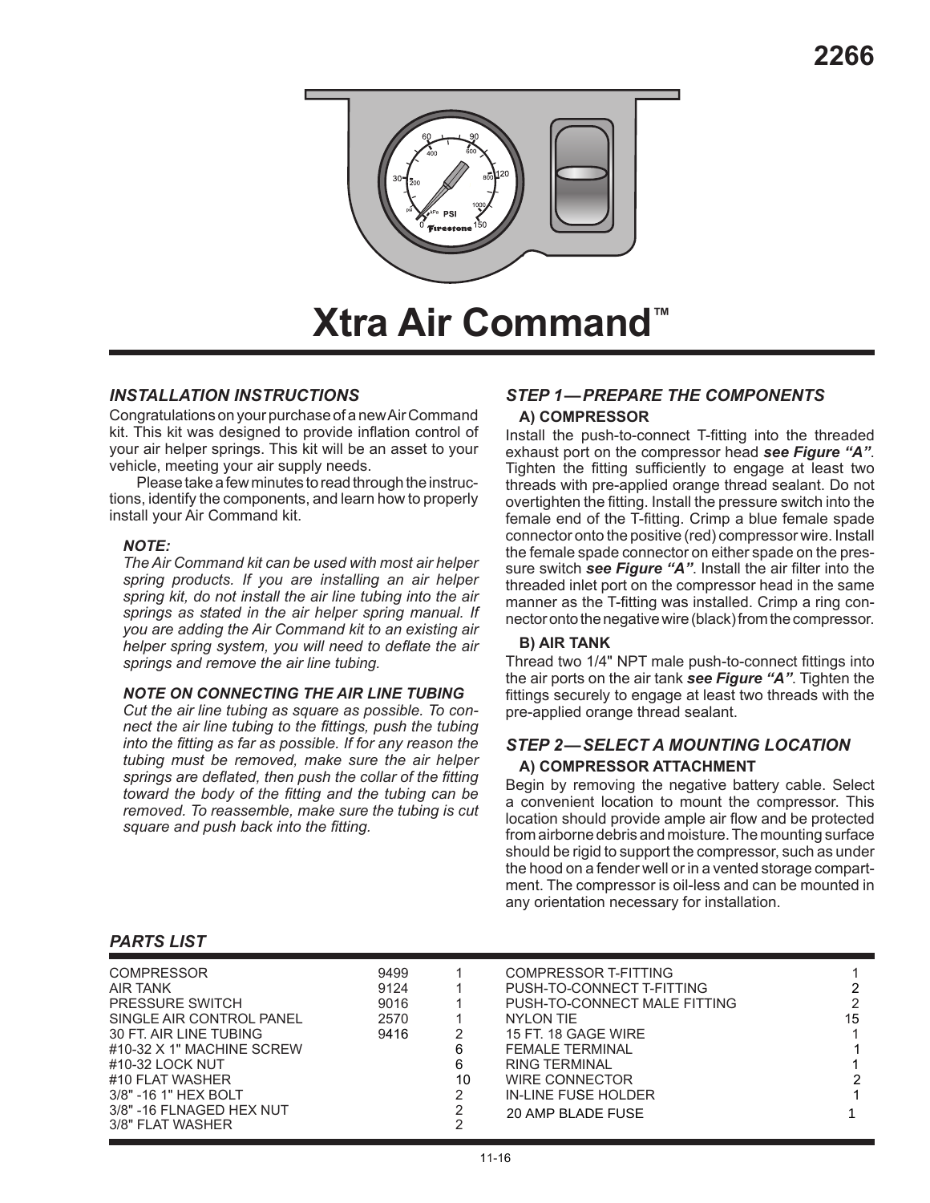2266

# Xtra Air Command™

## INSTALLATION INSTRUCTIONS

Congratulations on your purchase of a new Air Command kit. This kit was designed to provide inflation control of your air helper springs. This kit will be an asset to your vehicle, meeting your air supply needs.

Please take a few minutes to read through the instructions, identify the components, and learn how to properly install your Air Command kit.

### *NOTE:*

*The Air Command kit can be used with most air helper spring products. If you are installing an air helper spring kit, do not install the air line tubing into the air springs as stated in the air helper spring manual. If you are adding the Air Command kit to an existing air helper spring system, you will need to deflate the air springs and remove the air line tubing.*

### *NOTE ON CONNECTING THE AIR LINE TUBING*

*Cut the air line tubing as square as possible. To connect the air line tubing to the fittings, push the tubing into the fitting as far as possible. If for any reason the tubing must be removed, make sure the air helper springs are deflated, then push the collar of the fitting toward the body of the fitting and the tubing can be removed. To reassemble, make sure the tubing is cut square and push back into the fitting.*

## STEP 1— PREPARE THE COMPONENTS

### A) COMPRESSOR

Install the push-to-connect T-fitting into the threaded exhaust port on the compressor head ***see Figure "A"***. Tighten the fitting sufficiently to engage at least two threads with pre-applied orange thread sealant. Do not overtighten the fitting. Install the pressure switch into the female end of the T-fitting. Crimp a blue female spade connector onto the positive (red) compressor wire. Install the female spade connector on either spade on the pressure switch ***see Figure "A"***. Install the air filter into the threaded inlet port on the compressor head in the same manner as the T-fitting was installed. Crimp a ring connector onto the negative wire (black) from the compressor.

### B) AIR TANK

Thread two 1/4" NPT male push-to-connect fittings into the air ports on the air tank ***see Figure "A"***. Tighten the fittings securely to engage at least two threads with the pre-applied orange thread sealant.

## STEP 2— SELECT A MOUNTING LOCATION

### A) COMPRESSOR ATTACHMENT

Begin by removing the negative battery cable. Select a convenient location to mount the compressor. This location should provide ample air flow and be protected from airborne debris and moisture. The mounting surface should be rigid to support the compressor, such as under the hood on a fender well or in a vented storage compartment. The compressor is oil-less and can be mounted in any orientation necessary for installation.

## PARTS LIST

| Part | Part No. | Qty | Part | Qty |
|---|---|---|---|---|
| COMPRESSOR | 9499 | 1 | COMPRESSOR T-FITTING | 1 |
| AIR TANK | 9124 | 1 | PUSH-TO-CONNECT T-FITTING | 2 |
| PRESSURE SWITCH | 9016 | 1 | PUSH-TO-CONNECT MALE FITTING | 2 |
| SINGLE AIR CONTROL PANEL | 2570 | 1 | NYLON TIE | 15 |
| 30 FT. AIR LINE TUBING | 9416 | 2 | 15 FT. 18 GAGE WIRE | 1 |
| #10-32 X 1" MACHINE SCREW | | 6 | FEMALE TERMINAL | 1 |
| #10-32 LOCK NUT | | 6 | RING TERMINAL | 1 |
| #10 FLAT WASHER | | 10 | WIRE CONNECTOR | 2 |
| 3/8" -16 1" HEX BOLT | | 2 | IN-LINE FUSE HOLDER | 1 |
| 3/8" -16 FLNAGED HEX NUT | | 2 | 20 AMP BLADE FUSE | 1 |
| 3/8" FLAT WASHER | | 2 | | |

11-16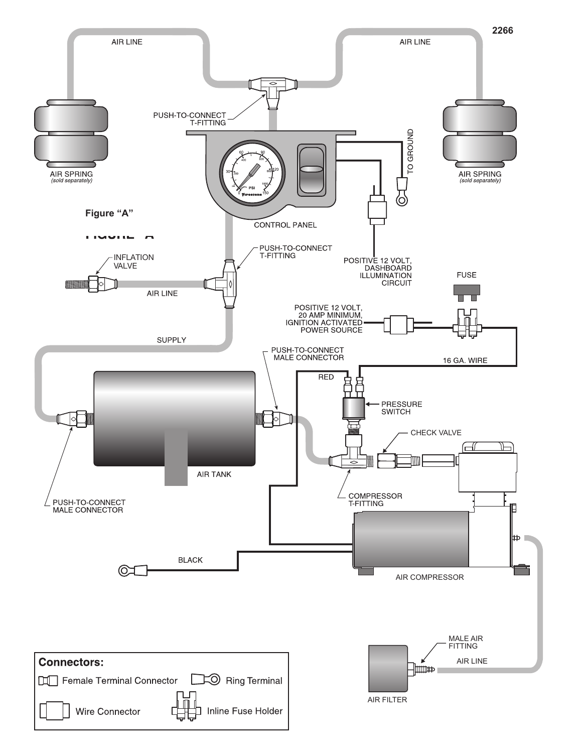2266

AIR LINE

AIR LINE

PUSH-TO-CONNECT
T-FITTING

AIR SPRING
*(sold separately)*

AIR SPRING
*(sold separately)*

TO GROUND

Figure "A"

CONTROL PANEL

INFLATION
VALVE

PUSH-TO-CONNECT
T-FITTING

AIR LINE

POSITIVE 12 VOLT,
DASHBOARD
ILLUMINATION
CIRCUIT

FUSE

POSITIVE 12 VOLT,
20 AMP MINIMUM,
IGNITION ACTIVATED
POWER SOURCE

SUPPLY

PUSH-TO-CONNECT
MALE CONNECTOR

16 GA. WIRE

RED

PRESSURE
SWITCH

CHECK VALVE

AIR TANK

COMPRESSOR
T-FITTING

PUSH-TO-CONNECT
MALE CONNECTOR

BLACK

AIR COMPRESSOR

MALE AIR
FITTING

AIR LINE

AIR FILTER

**Connectors:**

- Female Terminal Connector
- Ring Terminal
- Wire Connector
- Inline Fuse Holder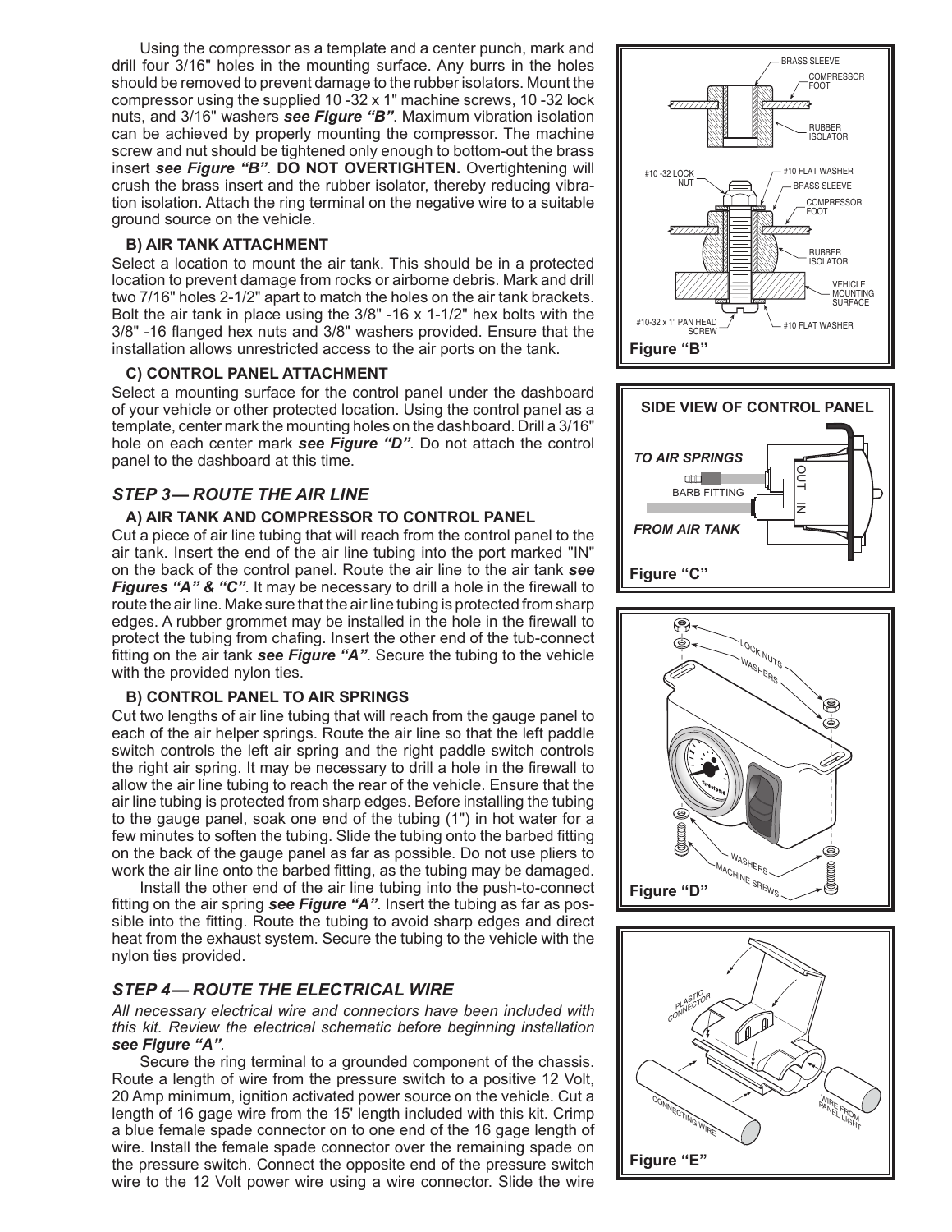Using the compressor as a template and a center punch, mark and drill four 3/16" holes in the mounting surface. Any burrs in the holes should be removed to prevent damage to the rubber isolators. Mount the compressor using the supplied 10 -32 x 1" machine screws, 10 -32 lock nuts, and 3/16" washers ***see Figure "B"***. Maximum vibration isolation can be achieved by properly mounting the compressor. The machine screw and nut should be tightened only enough to bottom-out the brass insert ***see Figure "B"***. **DO NOT OVERTIGHTEN.** Overtightening will crush the brass insert and the rubber isolator, thereby reducing vibration isolation. Attach the ring terminal on the negative wire to a suitable ground source on the vehicle.

**B) AIR TANK ATTACHMENT**

Select a location to mount the air tank. This should be in a protected location to prevent damage from rocks or airborne debris. Mark and drill two 7/16" holes 2-1/2" apart to match the holes on the air tank brackets. Bolt the air tank in place using the 3/8" -16 x 1-1/2" hex bolts with the 3/8" -16 flanged hex nuts and 3/8" washers provided. Ensure that the installation allows unrestricted access to the air ports on the tank.

**C) CONTROL PANEL ATTACHMENT**

Select a mounting surface for the control panel under the dashboard of your vehicle or other protected location. Using the control panel as a template, center mark the mounting holes on the dashboard. Drill a 3/16" hole on each center mark ***see Figure "D"***. Do not attach the control panel to the dashboard at this time.

## *STEP 3— ROUTE THE AIR LINE*

**A) AIR TANK AND COMPRESSOR TO CONTROL PANEL**

Cut a piece of air line tubing that will reach from the control panel to the air tank. Insert the end of the air line tubing into the port marked "IN" on the back of the control panel. Route the air line to the air tank ***see Figures "A" & "C"***. It may be necessary to drill a hole in the firewall to route the air line. Make sure that the air line tubing is protected from sharp edges. A rubber grommet may be installed in the hole in the firewall to protect the tubing from chafing. Insert the other end of the tub-connect fitting on the air tank ***see Figure "A"***. Secure the tubing to the vehicle with the provided nylon ties.

**B) CONTROL PANEL TO AIR SPRINGS**

Cut two lengths of air line tubing that will reach from the gauge panel to each of the air helper springs. Route the air line so that the left paddle switch controls the left air spring and the right paddle switch controls the right air spring. It may be necessary to drill a hole in the firewall to allow the air line tubing to reach the rear of the vehicle. Ensure that the air line tubing is protected from sharp edges. Before installing the tubing to the gauge panel, soak one end of the tubing (1") in hot water for a few minutes to soften the tubing. Slide the tubing onto the barbed fitting on the back of the gauge panel as far as possible. Do not use pliers to work the air line onto the barbed fitting, as the tubing may be damaged.

Install the other end of the air line tubing into the push-to-connect fitting on the air spring ***see Figure "A"***. Insert the tubing as far as possible into the fitting. Route the tubing to avoid sharp edges and direct heat from the exhaust system. Secure the tubing to the vehicle with the nylon ties provided.

## *STEP 4— ROUTE THE ELECTRICAL WIRE*

*All necessary electrical wire and connectors have been included with this kit. Review the electrical schematic before beginning installation* ***see Figure "A"***.

Secure the ring terminal to a grounded component of the chassis. Route a length of wire from the pressure switch to a positive 12 Volt, 20 Amp minimum, ignition activated power source on the vehicle. Cut a length of 16 gage wire from the 15' length included with this kit. Crimp a blue female spade connector on to one end of the 16 gage length of wire. Install the female spade connector over the remaining spade on the pressure switch. Connect the opposite end of the pressure switch wire to the 12 Volt power wire using a wire connector. Slide the wire

BRASS SLEEVE, COMPRESSOR FOOT, RUBBER ISOLATOR, #10 -32 LOCK NUT, #10 FLAT WASHER, BRASS SLEEVE, COMPRESSOR FOOT, RUBBER ISOLATOR, VEHICLE MOUNTING SURFACE, #10-32 x 1" PAN HEAD SCREW, #10 FLAT WASHER

**Figure "B"**

**SIDE VIEW OF CONTROL PANEL**

*TO AIR SPRINGS* — BARB FITTING — OUT — IN — *FROM AIR TANK*

**Figure "C"**

LOCK NUTS, WASHERS, WASHERS, MACHINE SREWS

**Figure "D"**

PLASTIC CONNECTOR, CONNECTING WIRE, WIRE FROM PANEL LIGHT

**Figure "E"**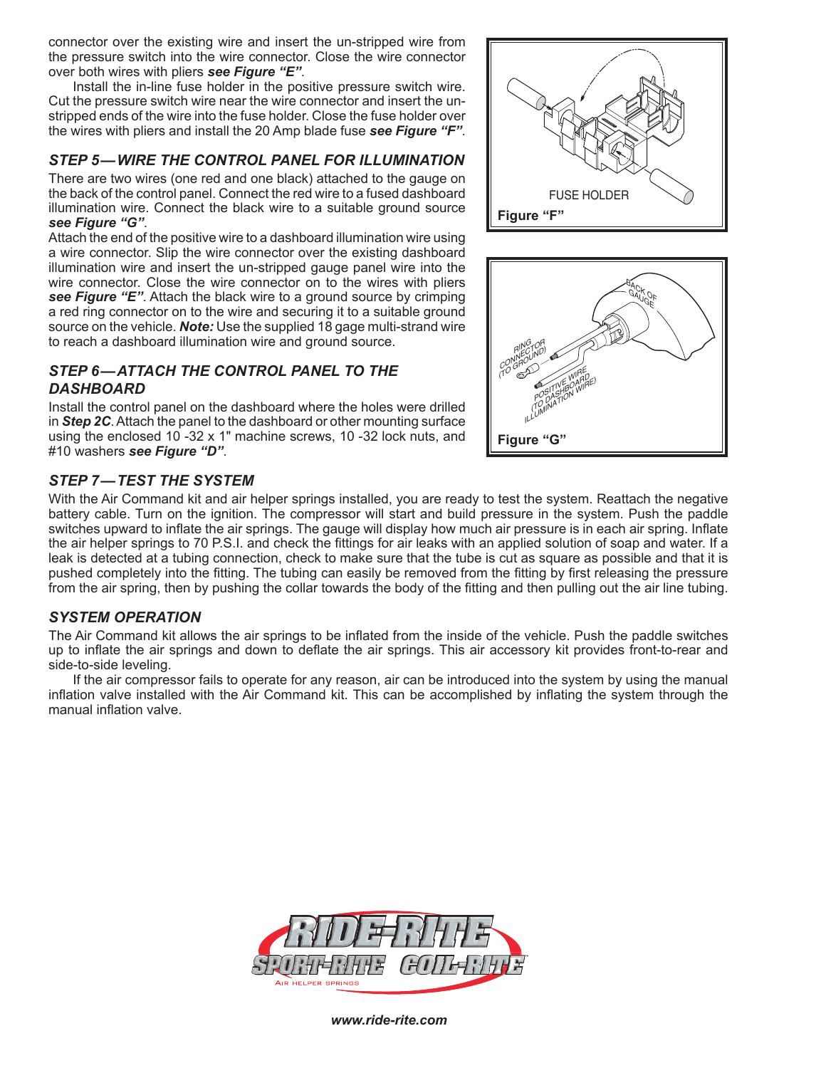connector over the existing wire and insert the un-stripped wire from the pressure switch into the wire connector. Close the wire connector over both wires with pliers ***see Figure "E"***.

Install the in-line fuse holder in the positive pressure switch wire. Cut the pressure switch wire near the wire connector and insert the un-stripped ends of the wire into the fuse holder. Close the fuse holder over the wires with pliers and install the 20 Amp blade fuse ***see Figure "F"***.

FUSE HOLDER

**Figure "F"**

### *STEP 5—WIRE THE CONTROL PANEL FOR ILLUMINATION*

There are two wires (one red and one black) attached to the gauge on the back of the control panel. Connect the red wire to a fused dashboard illumination wire. Connect the black wire to a suitable ground source ***see Figure "G"***.

Attach the end of the positive wire to a dashboard illumination wire using a wire connector. Slip the wire connector over the existing dashboard illumination wire and insert the un-stripped gauge panel wire into the wire connector. Close the wire connector on to the wires with pliers ***see Figure "E"***. Attach the black wire to a ground source by crimping a red ring connector on to the wire and securing it to a suitable ground source on the vehicle. ***Note:*** Use the supplied 18 gage multi-strand wire to reach a dashboard illumination wire and ground source.

BACK OF GAUGE

RING CONNECTOR (TO GROUND)

POSITIVE WIRE (TO DASHBOARD ILLUMINATION WIRE)

**Figure "G"**

### *STEP 6—ATTACH THE CONTROL PANEL TO THE DASHBOARD*

Install the control panel on the dashboard where the holes were drilled in ***Step 2C***. Attach the panel to the dashboard or other mounting surface using the enclosed 10 -32 x 1" machine screws, 10 -32 lock nuts, and #10 washers ***see Figure "D"***.

### *STEP 7—TEST THE SYSTEM*

With the Air Command kit and air helper springs installed, you are ready to test the system. Reattach the negative battery cable. Turn on the ignition. The compressor will start and build pressure in the system. Push the paddle switches upward to inflate the air springs. The gauge will display how much air pressure is in each air spring. Inflate the air helper springs to 70 P.S.I. and check the fittings for air leaks with an applied solution of soap and water. If a leak is detected at a tubing connection, check to make sure that the tube is cut as square as possible and that it is pushed completely into the fitting. The tubing can easily be removed from the fitting by first releasing the pressure from the air spring, then by pushing the collar towards the body of the fitting and then pulling out the air line tubing.

### *SYSTEM OPERATION*

The Air Command kit allows the air springs to be inflated from the inside of the vehicle. Push the paddle switches up to inflate the air springs and down to deflate the air springs. This air accessory kit provides front-to-rear and side-to-side leveling.

If the air compressor fails to operate for any reason, air can be introduced into the system by using the manual inflation valve installed with the Air Command kit. This can be accomplished by inflating the system through the manual inflation valve.

RIDE-RITE SPORT-RITE COIL-RITE
AIR HELPER SPRINGS

***www.ride-rite.com***